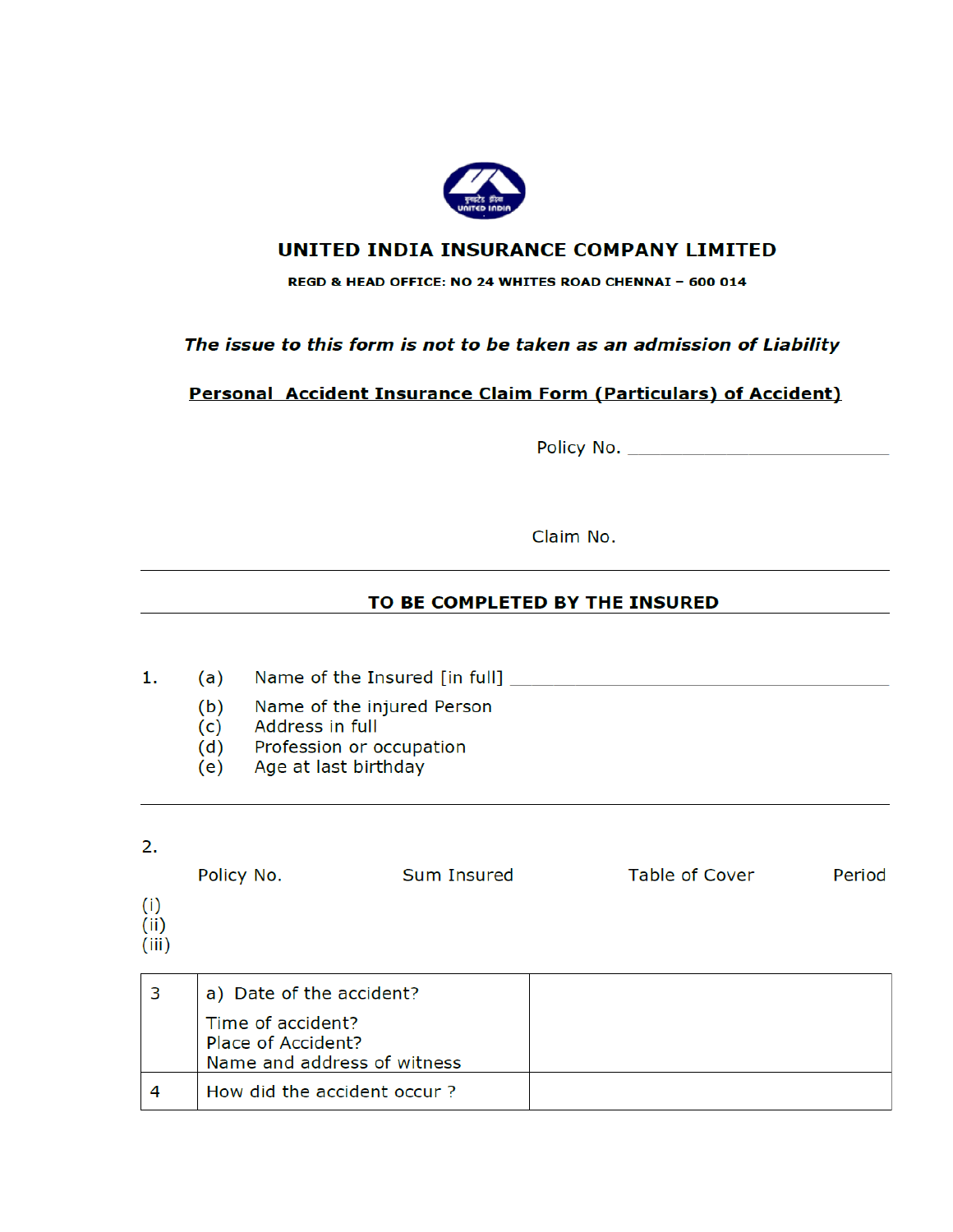# UNITED INDIA INSURANCE COMPANY LIMITED

**REGD & HEAD OFFICE: NO 24 WHITES ROAD CHENNAI – 600 014**

***The issue to this form is not to be taken as an admission of Liability***

**Personal Accident Insurance Claim Form (Particulars) of Accident)**

Policy No. ______________________________

Claim No.

---

**TO BE COMPLETED BY THE INSURED**

---

1. (a) Name of the Insured [in full] ______________________________
   (b) Name of the injured Person
   (c) Address in full
   (d) Profession or occupation
   (e) Age at last birthday

---

2.

| | Policy No. | Sum Insured | Table of Cover | Period |
|---|---|---|---|---|
| (i) | | | | |
| (ii) | | | | |
| (iii) | | | | |

| | | |
|---|---|---|
| 3 | a) Date of the accident?<br>Time of accident?<br>Place of Accident?<br>Name and address of witness | |
| 4 | How did the accident occur ? | |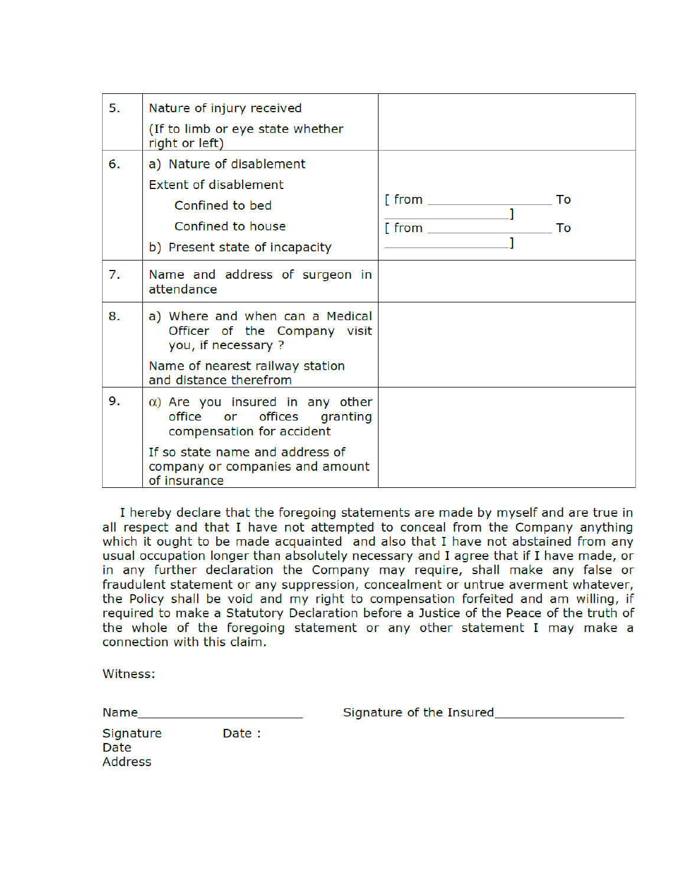| | | |
|---|---|---|
| 5. | Nature of injury received<br><br>(If to limb or eye state whether right or left) | |
| 6. | a) Nature of disablement<br><br>Extent of disablement<br><br>Confined to bed<br><br>Confined to house<br><br>b) Present state of incapacity | [ from \_\_\_\_\_\_\_\_\_\_\_\_\_\_\_\_ To \_\_\_\_\_\_\_\_\_\_\_\_\_\_\_\_ ]<br><br>[ from \_\_\_\_\_\_\_\_\_\_\_\_\_\_\_\_ To \_\_\_\_\_\_\_\_\_\_\_\_\_\_\_\_ ] |
| 7. | Name and address of surgeon in attendance | |
| 8. | a) Where and when can a Medical Officer of the Company visit you, if necessary ?<br><br>Name of nearest railway station and distance therefrom | |
| 9. | α) Are you insured in any other office or offices granting compensation for accident<br><br>If so state name and address of company or companies and amount of insurance | |

I hereby declare that the foregoing statements are made by myself and are true in all respect and that I have not attempted to conceal from the Company anything which it ought to be made acquainted and also that I have not abstained from any usual occupation longer than absolutely necessary and I agree that if I have made, or in any further declaration the Company may require, shall make any false or fraudulent statement or any suppression, concealment or untrue averment whatever, the Policy shall be void and my right to compensation forfeited and am willing, if required to make a Statutory Declaration before a Justice of the Peace of the truth of the whole of the foregoing statement or any other statement I may make a connection with this claim.

Witness:

Name\_\_\_\_\_\_\_\_\_\_\_\_\_\_\_\_\_\_\_\_\_\_\_\_ Signature of the Insured\_\_\_\_\_\_\_\_\_\_\_\_\_\_\_\_\_\_\_\_

Signature Date :

Date

Address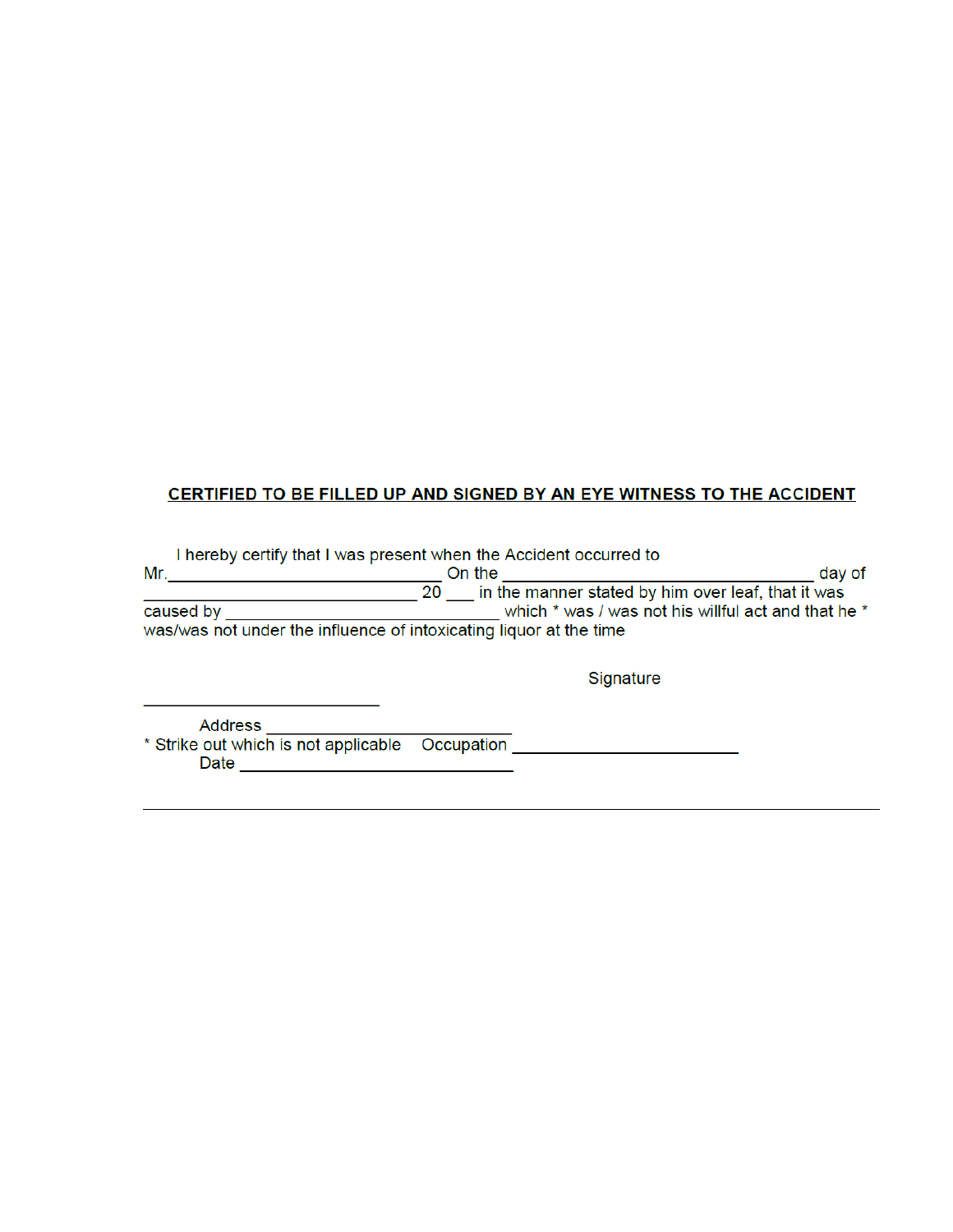**CERTIFIED TO BE FILLED UP AND SIGNED BY AN EYE WITNESS TO THE ACCIDENT**

I hereby certify that I was present when the Accident occurred to Mr.\_\_\_\_\_\_\_\_\_\_\_\_\_\_\_\_\_\_\_\_\_\_\_\_\_\_\_\_\_\_ On the \_\_\_\_\_\_\_\_\_\_\_\_\_\_\_\_\_\_\_\_\_\_\_\_\_\_\_\_\_\_\_\_\_\_\_\_ day of \_\_\_\_\_\_\_\_\_\_\_\_\_\_\_\_\_\_\_\_\_\_\_\_\_\_\_\_\_\_\_\_ 20 \_\_\_ in the manner stated by him over leaf, that it was caused by \_\_\_\_\_\_\_\_\_\_\_\_\_\_\_\_\_\_\_\_\_\_\_\_\_\_\_\_\_\_\_\_ which * was / was not his willful act and that he * was/was not under the influence of intoxicating liquor at the time

Signature

\_\_\_\_\_\_\_\_\_\_\_\_\_\_\_\_\_\_\_\_\_\_\_\_\_\_\_\_

Address \_\_\_\_\_\_\_\_\_\_\_\_\_\_\_\_\_\_\_\_\_\_\_\_\_\_\_\_\_

* Strike out which is not applicable

Occupation \_\_\_\_\_\_\_\_\_\_\_\_\_\_\_\_\_\_\_\_\_\_\_\_\_\_\_

Date \_\_\_\_\_\_\_\_\_\_\_\_\_\_\_\_\_\_\_\_\_\_\_\_\_\_\_\_\_\_\_\_

---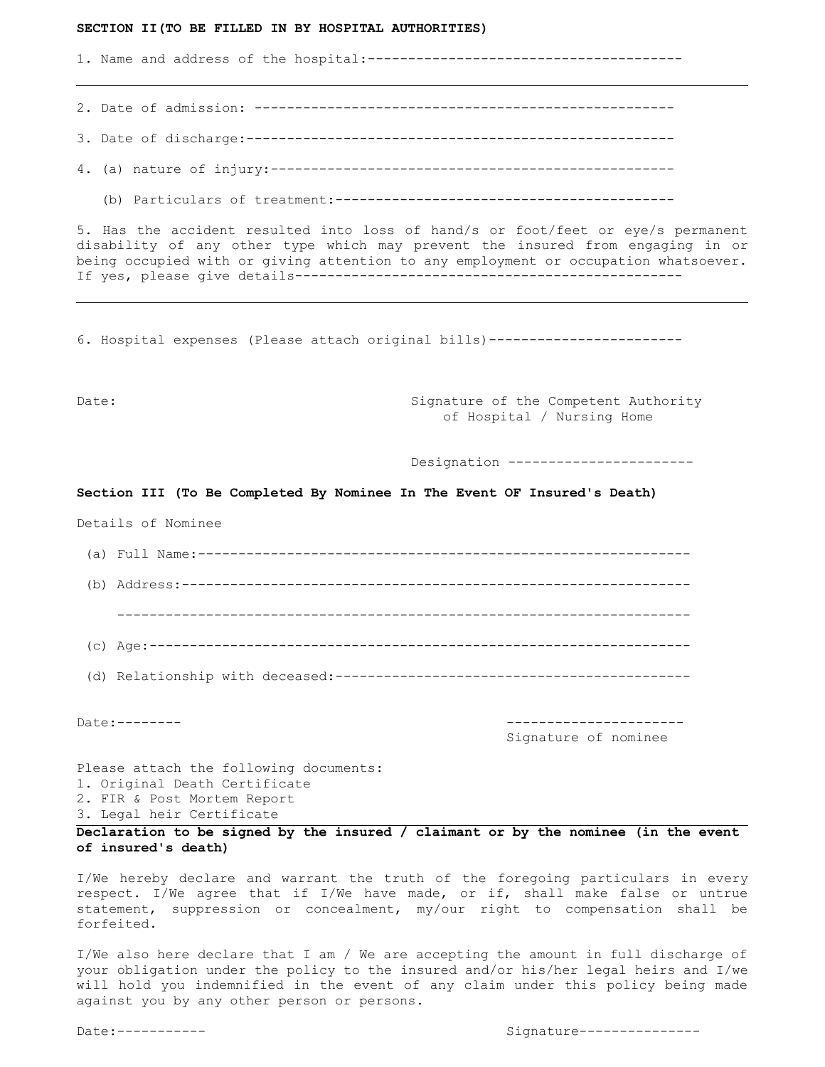**SECTION II(TO BE FILLED IN BY HOSPITAL AUTHORITIES)**

1. Name and address of the hospital:--------------------------------------

---

2. Date of admission: --------------------------------------------------

3. Date of discharge:---------------------------------------------------

4. (a) nature of injury:------------------------------------------------

   (b) Particulars of treatment:------------------------------------------

5. Has the accident resulted into loss of hand/s or foot/feet or eye/s permanent disability of any other type which may prevent the insured from engaging in or being occupied with or giving attention to any employment or occupation whatsoever. If yes, please give details-----------------------------------------------

---

6. Hospital expenses (Please attach original bills)------------------------

Date:

Signature of the Competent Authority of Hospital / Nursing Home

Designation -----------------------

**Section III (To Be Completed By Nominee In The Event OF Insured's Death)**

Details of Nominee

(a) Full Name:--------------------------------------------------------------

(b) Address:----------------------------------------------------------------

----------------------------------------------------------------

(c) Age:--------------------------------------------------------------------

(d) Relationship with deceased:--------------------------------------------

Date:--------

----------------------
Signature of nominee

Please attach the following documents:
1. Original Death Certificate
2. FIR & Post Mortem Report
3. Legal heir Certificate

**Declaration to be signed by the insured / claimant or by the nominee (in the event of insured's death)**

I/We hereby declare and warrant the truth of the foregoing particulars in every respect. I/We agree that if I/We have made, or if, shall make false or untrue statement, suppression or concealment, my/our right to compensation shall be forfeited.

I/We also here declare that I am / We are accepting the amount in full discharge of your obligation under the policy to the insured and/or his/her legal heirs and I/we will hold you indemnified in the event of any claim under this policy being made against you by any other person or persons.

Date:-----------

Signature---------------